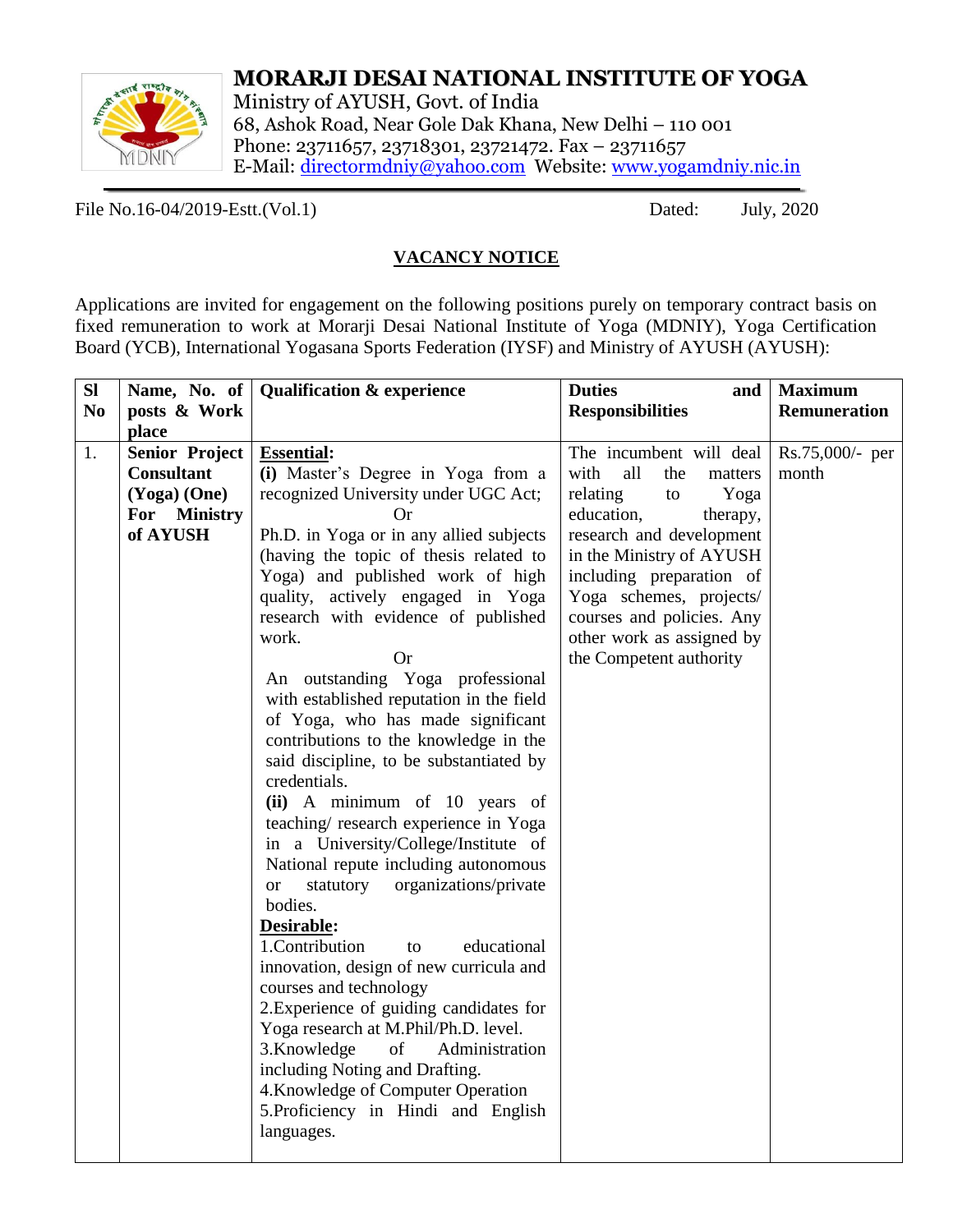# MORARJI DESAI NATIONAL INSTITUTE OF YOGA

Ministry of AYUSH, Govt. of India
68, Ashok Road, Near Gole Dak Khana, New Delhi – 110 001
Phone: 23711657, 23718301, 23721472. Fax – 23711657
E-Mail: directormdniy@yahoo.com Website: www.yogamdniy.nic.in

File No.16-04/2019-Estt.(Vol.1) Dated: July, 2020

## VACANCY NOTICE

Applications are invited for engagement on the following positions purely on temporary contract basis on fixed remuneration to work at Morarji Desai National Institute of Yoga (MDNIY), Yoga Certification Board (YCB), International Yogasana Sports Federation (IYSF) and Ministry of AYUSH (AYUSH):

| Sl No | Name, No. of posts & Work place | Qualification & experience | Duties and Responsibilities | Maximum Remuneration |
|---|---|---|---|---|
| 1. | **Senior Project Consultant (Yoga) (One) For Ministry of AYUSH** | **Essential:**<br>**(i)** Master's Degree in Yoga from a recognized University under UGC Act;<br>Or<br>Ph.D. in Yoga or in any allied subjects (having the topic of thesis related to Yoga) and published work of high quality, actively engaged in Yoga research with evidence of published work.<br>Or<br>An outstanding Yoga professional with established reputation in the field of Yoga, who has made significant contributions to the knowledge in the said discipline, to be substantiated by credentials.<br>**(ii)** A minimum of 10 years of teaching/ research experience in Yoga in a University/College/Institute of National repute including autonomous or statutory organizations/private bodies.<br>**Desirable:**<br>1.Contribution to educational innovation, design of new curricula and courses and technology<br>2.Experience of guiding candidates for Yoga research at M.Phil/Ph.D. level.<br>3.Knowledge of Administration including Noting and Drafting.<br>4.Knowledge of Computer Operation<br>5.Proficiency in Hindi and English languages. | The incumbent will deal with all the matters relating to Yoga education, therapy, research and development in the Ministry of AYUSH including preparation of Yoga schemes, projects/ courses and policies. Any other work as assigned by the Competent authority | Rs.75,000/- per month |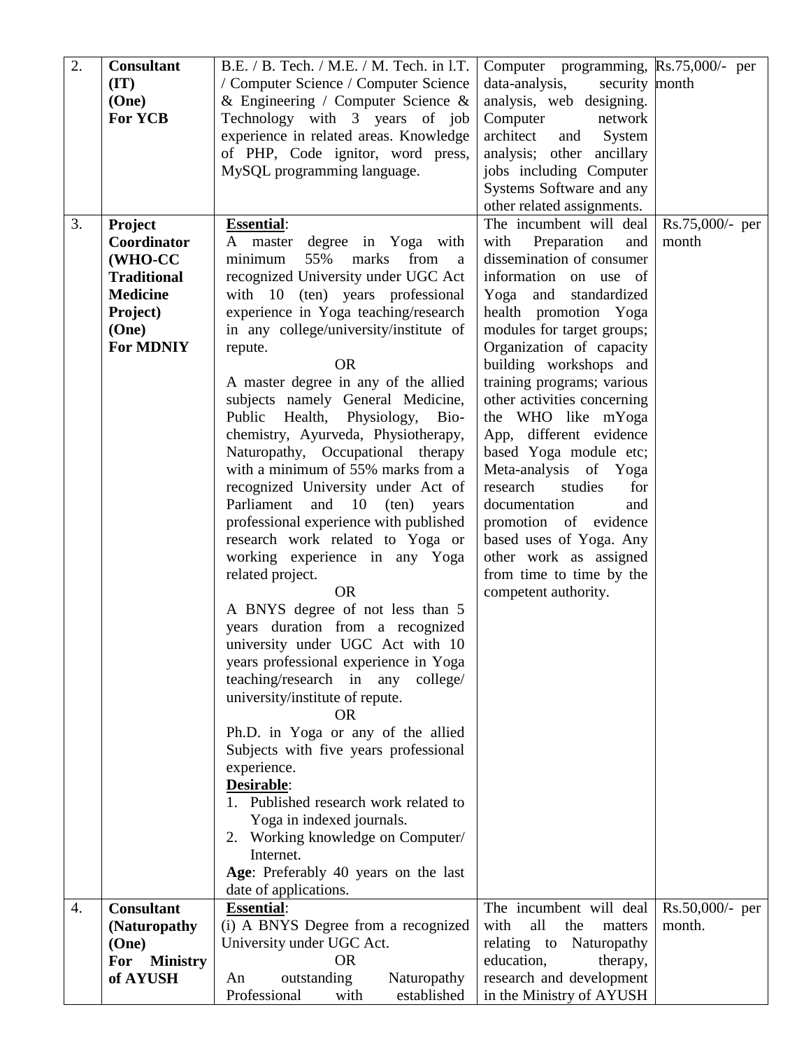| 2. | **Consultant (IT) (One) For YCB** | B.E. / B. Tech. / M.E. / M. Tech. in I.T. / Computer Science / Computer Science & Engineering / Computer Science & Technology with 3 years of job experience in related areas. Knowledge of PHP, Code ignitor, word press, MySQL programming language. | Computer programming, data-analysis, security analysis, web designing. Computer network architect and System analysis; other ancillary jobs including Computer Systems Software and any other related assignments. | Rs.75,000/- per month |
|---|---|---|---|---|
| 3. | **Project Coordinator (WHO-CC Traditional Medicine Project) (One) For MDNIY** | **<u>Essential</u>**:<br>A master degree in Yoga with minimum 55% marks from a recognized University under UGC Act with 10 (ten) years professional experience in Yoga teaching/research in any college/university/institute of repute.<br>OR<br>A master degree in any of the allied subjects namely General Medicine, Public Health, Physiology, Bio-chemistry, Ayurveda, Physiotherapy, Naturopathy, Occupational therapy with a minimum of 55% marks from a recognized University under Act of Parliament and 10 (ten) years professional experience with published research work related to Yoga or working experience in any Yoga related project.<br>OR<br>A BNYS degree of not less than 5 years duration from a recognized university under UGC Act with 10 years professional experience in Yoga teaching/research in any college/ university/institute of repute.<br>OR<br>Ph.D. in Yoga or any of the allied Subjects with five years professional experience.<br>**<u>Desirable</u>**:<br>1. Published research work related to Yoga in indexed journals.<br>2. Working knowledge on Computer/ Internet.<br>**Age**: Preferably 40 years on the last date of applications. | The incumbent will deal with Preparation and dissemination of consumer information on use of Yoga and standardized health promotion Yoga modules for target groups; Organization of capacity building workshops and training programs; various other activities concerning the WHO like mYoga App, different evidence based Yoga module etc; Meta-analysis of Yoga research studies for documentation and promotion of evidence based uses of Yoga. Any other work as assigned from time to time by the competent authority. | Rs.75,000/- per month |
| 4. | **Consultant (Naturopathy (One) For Ministry of AYUSH** | **<u>Essential</u>**:<br>(i) A BNYS Degree from a recognized University under UGC Act.<br>OR<br>An outstanding Naturopathy Professional with established | The incumbent will deal with all the matters relating to Naturopathy education, therapy, research and development in the Ministry of AYUSH | Rs.50,000/- per month. |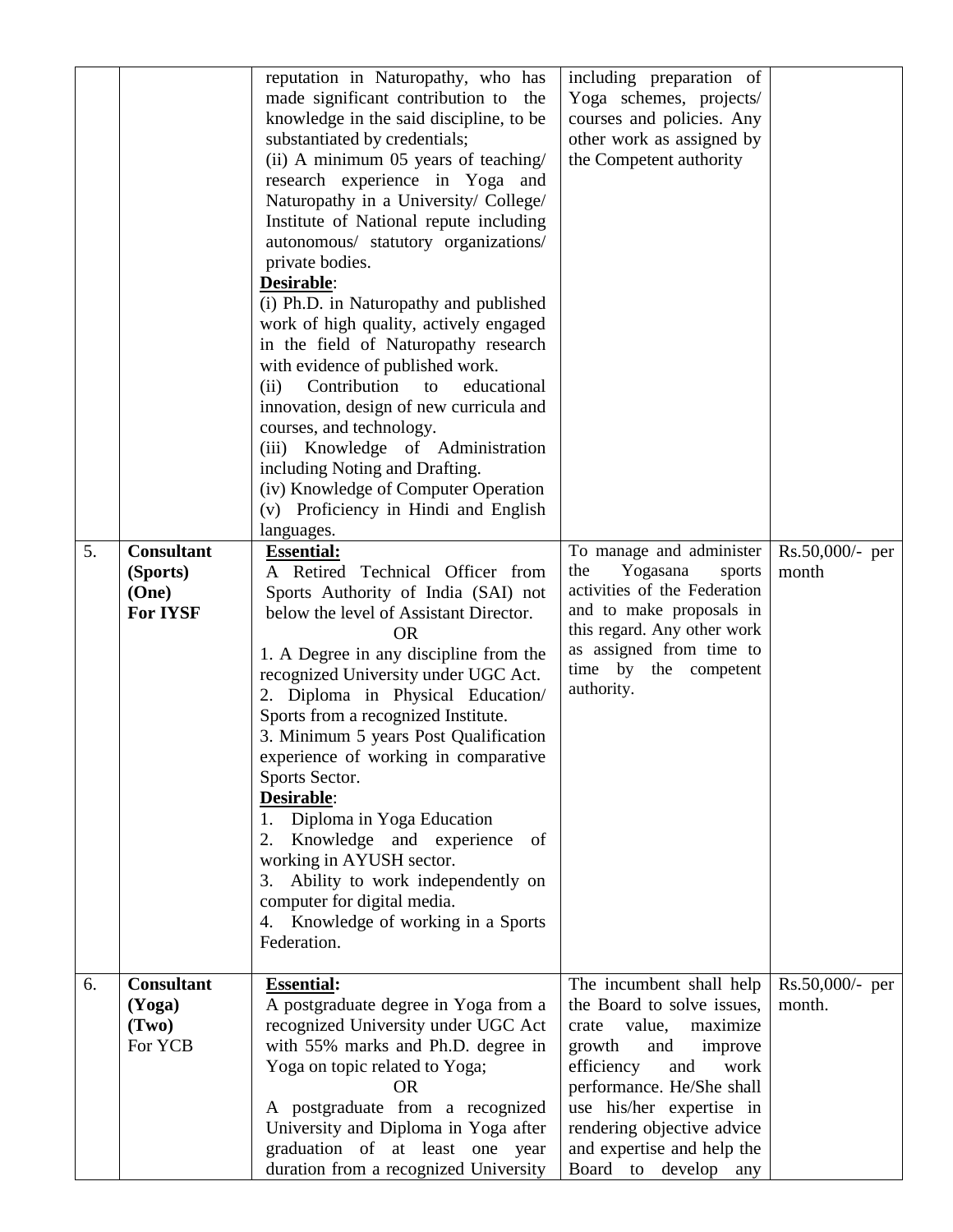| | | | | |
|---|---|---|---|---|
| | | reputation in Naturopathy, who has made significant contribution to the knowledge in the said discipline, to be substantiated by credentials;<br>(ii) A minimum 05 years of teaching/ research experience in Yoga and Naturopathy in a University/ College/ Institute of National repute including autonomous/ statutory organizations/ private bodies.<br>**Desirable**:<br>(i) Ph.D. in Naturopathy and published work of high quality, actively engaged in the field of Naturopathy research with evidence of published work.<br>(ii) Contribution to educational innovation, design of new curricula and courses, and technology.<br>(iii) Knowledge of Administration including Noting and Drafting.<br>(iv) Knowledge of Computer Operation<br>(v) Proficiency in Hindi and English languages. | including preparation of Yoga schemes, projects/ courses and policies. Any other work as assigned by the Competent authority | |
| 5. | **Consultant (Sports) (One) For IYSF** | **Essential:**<br>A Retired Technical Officer from Sports Authority of India (SAI) not below the level of Assistant Director.<br>OR<br>1. A Degree in any discipline from the recognized University under UGC Act.<br>2. Diploma in Physical Education/ Sports from a recognized Institute.<br>3. Minimum 5 years Post Qualification experience of working in comparative Sports Sector.<br>**Desirable**:<br>1. Diploma in Yoga Education<br>2. Knowledge and experience of working in AYUSH sector.<br>3. Ability to work independently on computer for digital media.<br>4. Knowledge of working in a Sports Federation. | To manage and administer the Yogasana sports activities of the Federation and to make proposals in this regard. Any other work as assigned from time to time by the competent authority. | Rs.50,000/- per month |
| 6. | **Consultant (Yoga) (Two)** For YCB | **Essential:**<br>A postgraduate degree in Yoga from a recognized University under UGC Act with 55% marks and Ph.D. degree in Yoga on topic related to Yoga;<br>OR<br>A postgraduate from a recognized University and Diploma in Yoga after graduation of at least one year duration from a recognized University | The incumbent shall help the Board to solve issues, crate value, maximize growth and improve efficiency and work performance. He/She shall use his/her expertise in rendering objective advice and expertise and help the Board to develop any | Rs.50,000/- per month. |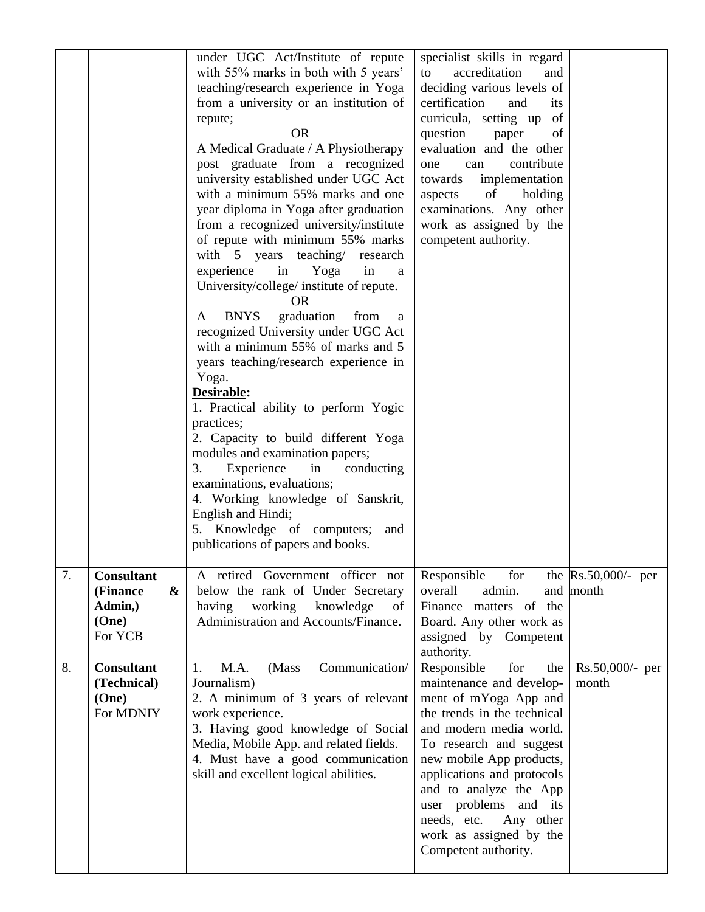| | | | | |
|---|---|---|---|---|
| | | under UGC Act/Institute of repute with 55% marks in both with 5 years' teaching/research experience in Yoga from a university or an institution of repute;<br>OR<br>A Medical Graduate / A Physiotherapy post graduate from a recognized university established under UGC Act with a minimum 55% marks and one year diploma in Yoga after graduation from a recognized university/institute of repute with minimum 55% marks with 5 years teaching/ research experience in Yoga in a University/college/ institute of repute.<br>OR<br>A BNYS graduation from a recognized University under UGC Act with a minimum 55% of marks and 5 years teaching/research experience in Yoga.<br>**Desirable:**<br>1. Practical ability to perform Yogic practices;<br>2. Capacity to build different Yoga modules and examination papers;<br>3. Experience in conducting examinations, evaluations;<br>4. Working knowledge of Sanskrit, English and Hindi;<br>5. Knowledge of computers; and publications of papers and books. | specialist skills in regard to accreditation and deciding various levels of certification and its curricula, setting up of question paper of evaluation and the other one can contribute towards implementation aspects of holding examinations. Any other work as assigned by the competent authority. | |
| 7. | **Consultant (Finance & Admin,) (One)** For YCB | A retired Government officer not below the rank of Under Secretary having working knowledge of Administration and Accounts/Finance. | Responsible for the overall admin. and Finance matters of the Board. Any other work as assigned by Competent authority. | Rs.50,000/- per month |
| 8. | **Consultant (Technical) (One)** For MDNIY | 1. M.A. (Mass Communication/ Journalism)<br>2. A minimum of 3 years of relevant work experience.<br>3. Having good knowledge of Social Media, Mobile App. and related fields.<br>4. Must have a good communication skill and excellent logical abilities. | Responsible for the maintenance and development of mYoga App and the trends in the technical and modern media world. To research and suggest new mobile App products, applications and protocols and to analyze the App user problems and its needs, etc. Any other work as assigned by the Competent authority. | Rs.50,000/- per month |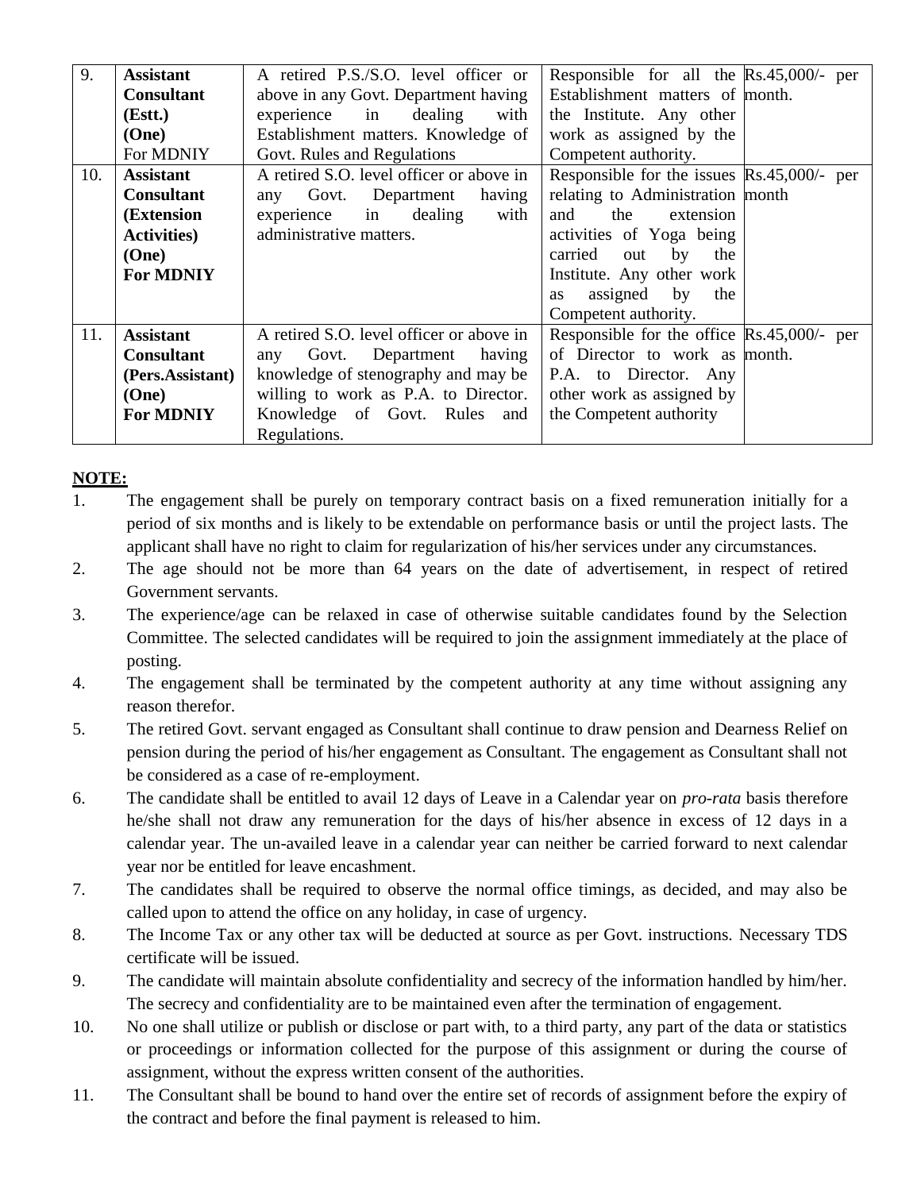| 9. | **Assistant Consultant (Estt.) (One)** For MDNIY | A retired P.S./S.O. level officer or above in any Govt. Department having experience in dealing with Establishment matters. Knowledge of Govt. Rules and Regulations | Responsible for all the Establishment matters of the Institute. Any other work as assigned by the Competent authority. | Rs.45,000/- per month. |
|---|---|---|---|---|
| 10. | **Assistant Consultant (Extension Activities) (One) For MDNIY** | A retired S.O. level officer or above in any Govt. Department having experience in dealing with administrative matters. | Responsible for the issues relating to Administration and the extension activities of Yoga being carried out by the Institute. Any other work as assigned by the Competent authority. | Rs.45,000/- per month |
| 11. | **Assistant Consultant (Pers.Assistant) (One) For MDNIY** | A retired S.O. level officer or above in any Govt. Department having knowledge of stenography and may be willing to work as P.A. to Director. Knowledge of Govt. Rules and Regulations. | Responsible for the office of Director to work as P.A. to Director. Any other work as assigned by the Competent authority | Rs.45,000/- per month. |

**NOTE:**

1. The engagement shall be purely on temporary contract basis on a fixed remuneration initially for a period of six months and is likely to be extendable on performance basis or until the project lasts. The applicant shall have no right to claim for regularization of his/her services under any circumstances.
2. The age should not be more than 64 years on the date of advertisement, in respect of retired Government servants.
3. The experience/age can be relaxed in case of otherwise suitable candidates found by the Selection Committee. The selected candidates will be required to join the assignment immediately at the place of posting.
4. The engagement shall be terminated by the competent authority at any time without assigning any reason therefor.
5. The retired Govt. servant engaged as Consultant shall continue to draw pension and Dearness Relief on pension during the period of his/her engagement as Consultant. The engagement as Consultant shall not be considered as a case of re-employment.
6. The candidate shall be entitled to avail 12 days of Leave in a Calendar year on *pro-rata* basis therefore he/she shall not draw any remuneration for the days of his/her absence in excess of 12 days in a calendar year. The un-availed leave in a calendar year can neither be carried forward to next calendar year nor be entitled for leave encashment.
7. The candidates shall be required to observe the normal office timings, as decided, and may also be called upon to attend the office on any holiday, in case of urgency.
8. The Income Tax or any other tax will be deducted at source as per Govt. instructions. Necessary TDS certificate will be issued.
9. The candidate will maintain absolute confidentiality and secrecy of the information handled by him/her. The secrecy and confidentiality are to be maintained even after the termination of engagement.
10. No one shall utilize or publish or disclose or part with, to a third party, any part of the data or statistics or proceedings or information collected for the purpose of this assignment or during the course of assignment, without the express written consent of the authorities.
11. The Consultant shall be bound to hand over the entire set of records of assignment before the expiry of the contract and before the final payment is released to him.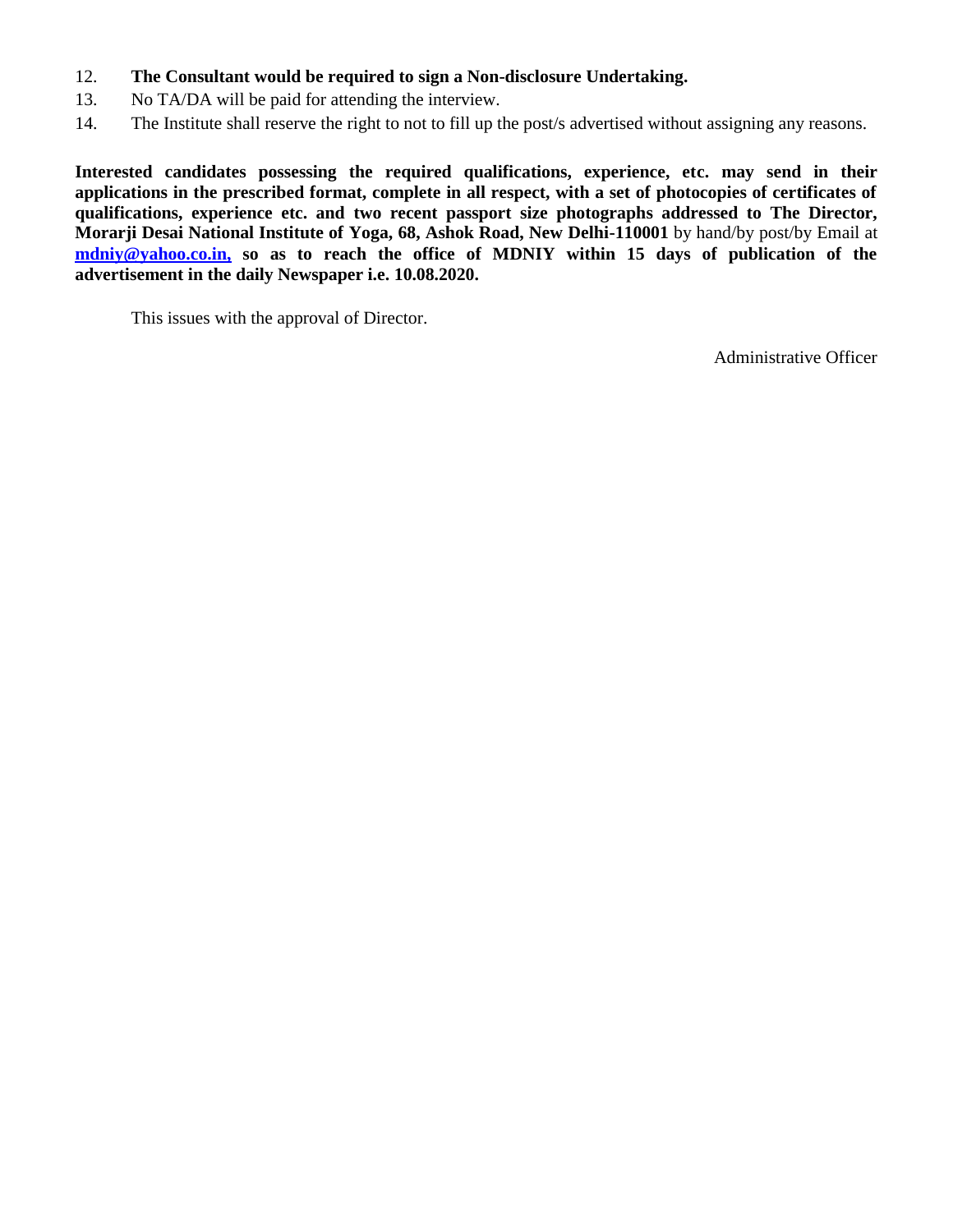12. **The Consultant would be required to sign a Non-disclosure Undertaking.**
13. No TA/DA will be paid for attending the interview.
14. The Institute shall reserve the right to not to fill up the post/s advertised without assigning any reasons.

**Interested candidates possessing the required qualifications, experience, etc. may send in their applications in the prescribed format, complete in all respect, with a set of photocopies of certificates of qualifications, experience etc. and two recent passport size photographs addressed to The Director, Morarji Desai National Institute of Yoga, 68, Ashok Road, New Delhi-110001** by hand/by post/by Email at **mdniy@yahoo.co.in, so as to reach the office of MDNIY within 15 days of publication of the advertisement in the daily Newspaper i.e. 10.08.2020.**

This issues with the approval of Director.

Administrative Officer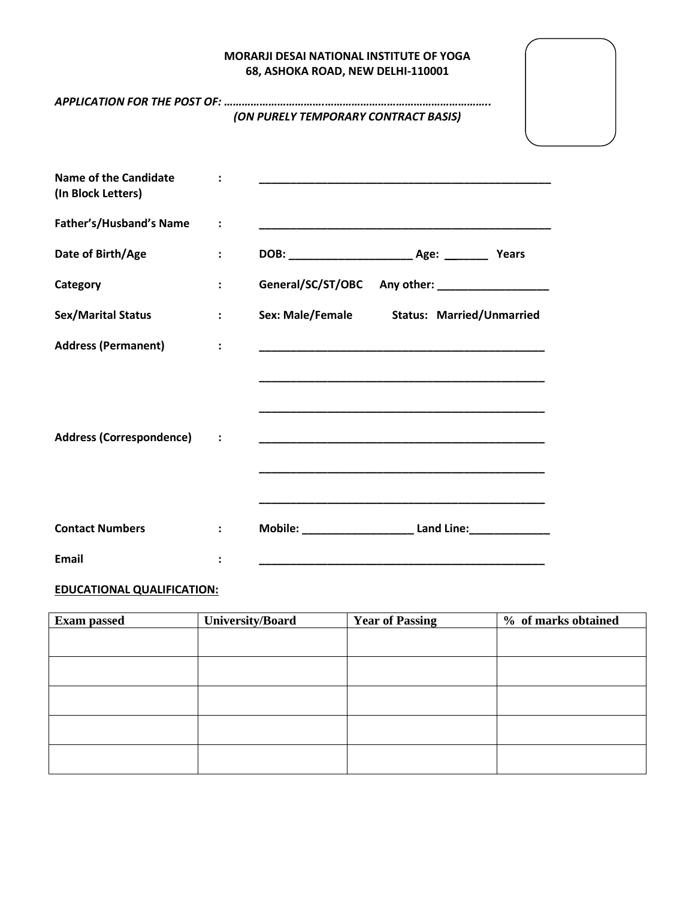**MORARJI DESAI NATIONAL INSTITUTE OF YOGA**
**68, ASHOKA ROAD, NEW DELHI-110001**

***APPLICATION FOR THE POST OF: …………………………….…………………………………………..***
***(ON PURELY TEMPORARY CONTRACT BASIS)***

**Name of the Candidate (In Block Letters)** : ________________________________________________

**Father's/Husband's Name** : ________________________________________________

**Date of Birth/Age** : **DOB:** ____________________ **Age:** _______ **Years**

**Category** : **General/SC/ST/OBC** **Any other:** __________________

**Sex/Marital Status** : **Sex: Male/Female** **Status: Married/Unmarried**

**Address (Permanent)** : ________________________________________________

________________________________________________

________________________________________________

**Address (Correspondence)** : ________________________________________________

________________________________________________

________________________________________________

**Contact Numbers** : **Mobile:** __________________ **Land Line:**_____________

**Email** : ________________________________________________

**EDUCATIONAL QUALIFICATION:**

| Exam passed | University/Board | Year of Passing | % of marks obtained |
|---|---|---|---|
| | | | |
| | | | |
| | | | |
| | | | |
| | | | |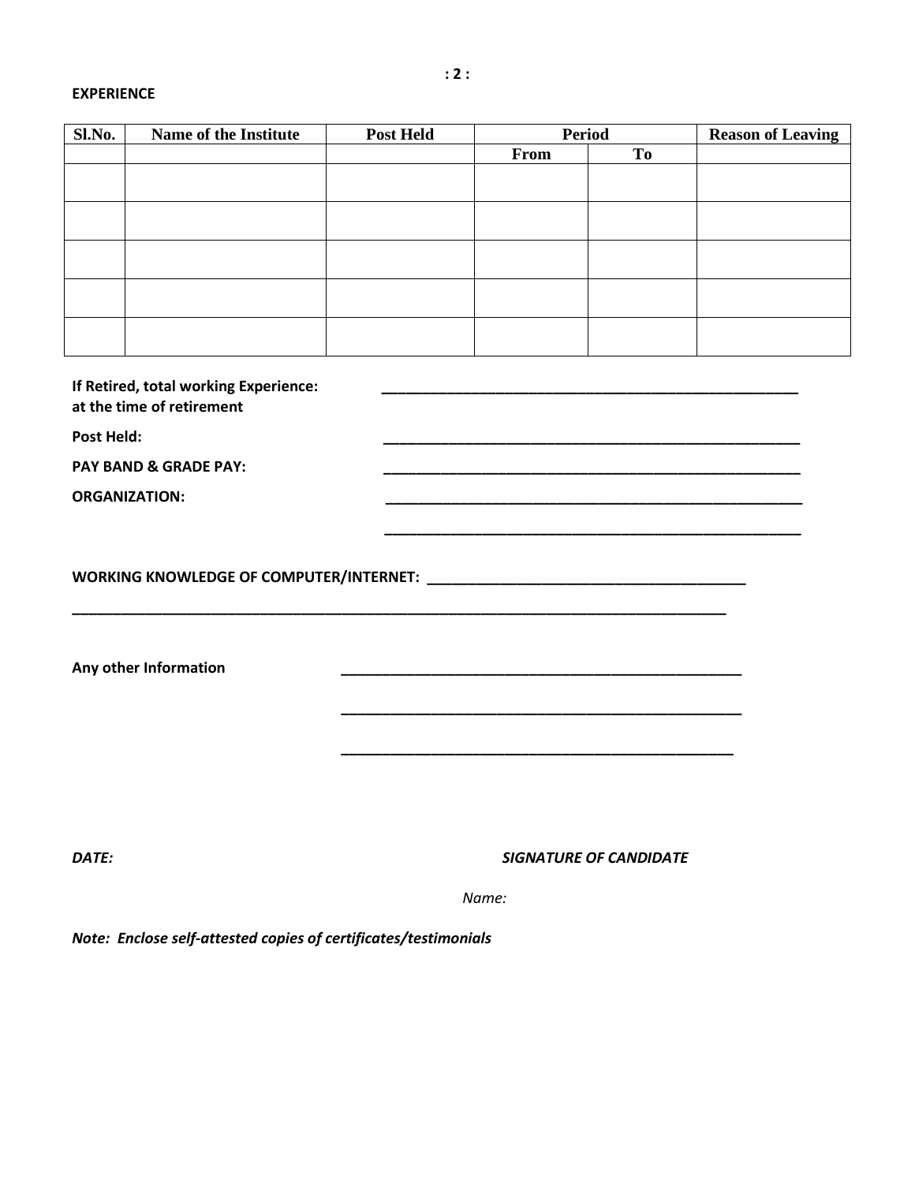**EXPERIENCE**

| Sl.No. | Name of the Institute | Post Held | Period | | Reason of Leaving |
|---|---|---|---|---|---|
| | | | From | To | |
| | | | | | |
| | | | | | |
| | | | | | |
| | | | | | |
| | | | | | |

**If Retired, total working Experience: at the time of retirement** ____________________________________________

**Post Held:** ____________________________________________

**PAY BAND & GRADE PAY:** ____________________________________________

**ORGANIZATION:** ____________________________________________

____________________________________________

**WORKING KNOWLEDGE OF COMPUTER/INTERNET:** ____________________________________

________________________________________________________________________

**Any other Information** ____________________________________________

____________________________________________

____________________________________________

***DATE:*** ***SIGNATURE OF CANDIDATE***

*Name:*

***Note: Enclose self-attested copies of certificates/testimonials***